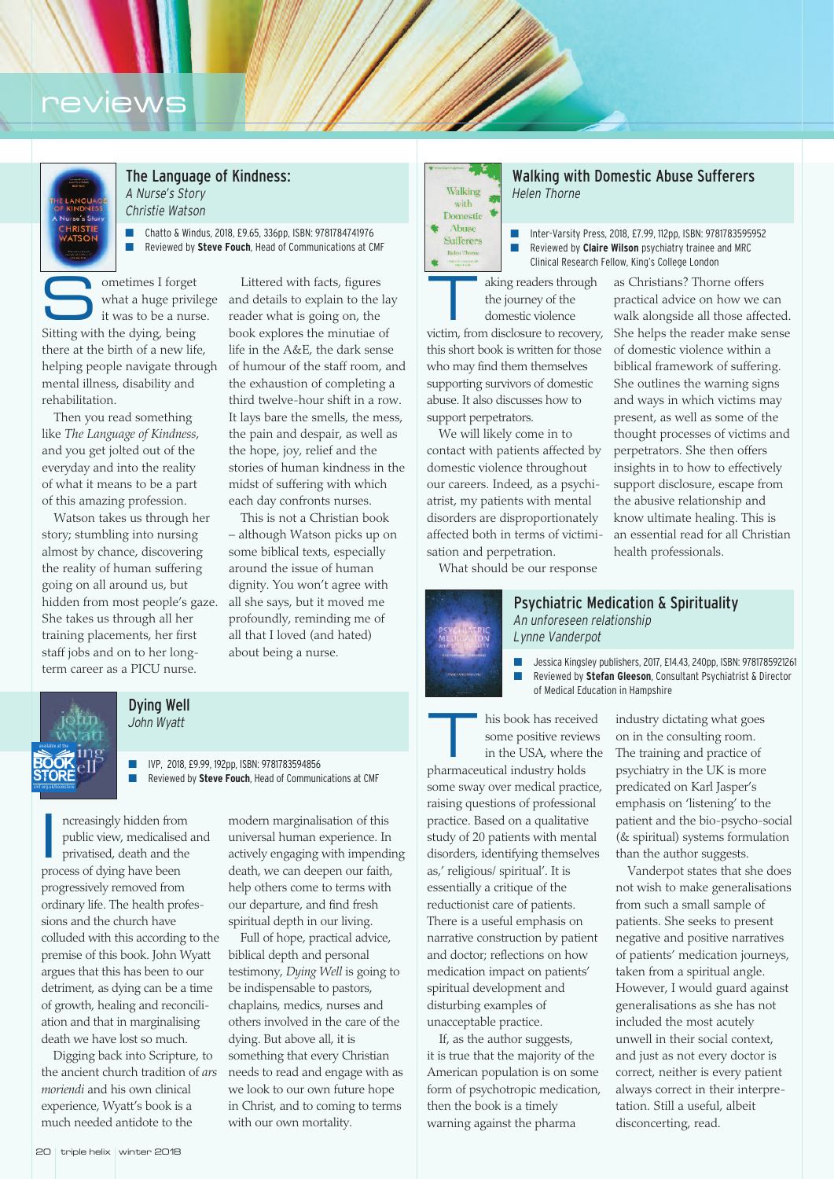# reviews

## The Language of Kindness:
*A Nurse's Story*
*Christie Watson*

- Chatto & Windus, 2018, £9.65, 336pp, ISBN: 9781784741976
- Reviewed by **Steve Fouch**, Head of Communications at CMF

Sometimes I forget what a huge privilege it was to be a nurse. Sitting with the dying, being there at the birth of a new life, helping people navigate through mental illness, disability and rehabilitation.

Then you read something like *The Language of Kindness*, and you get jolted out of the everyday and into the reality of what it means to be a part of this amazing profession.

Watson takes us through her story; stumbling into nursing almost by chance, discovering the reality of human suffering going on all around us, but hidden from most people's gaze. She takes us through all her training placements, her first staff jobs and on to her long-term career as a PICU nurse.

Littered with facts, figures and details to explain to the lay reader what is going on, the book explores the minutiae of life in the A&E, the dark sense of humour of the staff room, and the exhaustion of completing a third twelve-hour shift in a row. It lays bare the smells, the mess, the pain and despair, as well as the hope, joy, relief and the stories of human kindness in the midst of suffering with which each day confronts nurses.

This is not a Christian book – although Watson picks up on some biblical texts, especially around the issue of human dignity. You won't agree with all she says, but it moved me profoundly, reminding me of all that I loved (and hated) about being a nurse.

## Dying Well
*John Wyatt*

- IVP, 2018, £9.99, 192pp, ISBN: 9781783594856
- Reviewed by **Steve Fouch**, Head of Communications at CMF

Increasingly hidden from public view, medicalised and privatised, death and the process of dying have been progressively removed from ordinary life. The health professions and the church have colluded with this according to the premise of this book. John Wyatt argues that this has been to our detriment, as dying can be a time of growth, healing and reconciliation and that in marginalising death we have lost so much.

Digging back into Scripture, to the ancient church tradition of *ars moriendi* and his own clinical experience, Wyatt's book is a much needed antidote to the modern marginalisation of this universal human experience. In actively engaging with impending death, we can deepen our faith, help others come to terms with our departure, and find fresh spiritual depth in our living.

Full of hope, practical advice, biblical depth and personal testimony, *Dying Well* is going to be indispensable to pastors, chaplains, medics, nurses and others involved in the care of the dying. But above all, it is something that every Christian needs to read and engage with as we look to our own future hope in Christ, and to coming to terms with our own mortality.

## Walking with Domestic Abuse Sufferers
*Helen Thorne*

- Inter-Varsity Press, 2018, £7.99, 112pp, ISBN: 9781783595952
- Reviewed by **Claire Wilson** psychiatry trainee and MRC Clinical Research Fellow, King's College London

Taking readers through the journey of the domestic violence victim, from disclosure to recovery, this short book is written for those who may find them themselves supporting survivors of domestic abuse. It also discusses how to support perpetrators.

We will likely come in to contact with patients affected by domestic violence throughout our careers. Indeed, as a psychiatrist, my patients with mental disorders are disproportionately affected both in terms of victimisation and perpetration.

What should be our response as Christians? Thorne offers practical advice on how we can walk alongside all those affected. She helps the reader make sense of domestic violence within a biblical framework of suffering. She outlines the warning signs and ways in which victims may present, as well as some of the thought processes of victims and perpetrators. She then offers insights in to how to effectively support disclosure, escape from the abusive relationship and know ultimate healing. This is an essential read for all Christian health professionals.

## Psychiatric Medication & Spirituality
*An unforeseen relationship*
*Lynne Vanderpot*

- Jessica Kingsley publishers, 2017, £14.43, 240pp, ISBN: 9781785921261
- Reviewed by **Stefan Gleeson**, Consultant Psychiatrist & Director of Medical Education in Hampshire

This book has received some positive reviews in the USA, where the pharmaceutical industry holds some sway over medical practice, raising questions of professional practice. Based on a qualitative study of 20 patients with mental disorders, identifying themselves as,' religious/ spiritual'. It is essentially a critique of the reductionist care of patients. There is a useful emphasis on narrative construction by patient and doctor; reflections on how medication impact on patients' spiritual development and disturbing examples of unacceptable practice.

If, as the author suggests, it is true that the majority of the American population is on some form of psychotropic medication, then the book is a timely warning against the pharma industry dictating what goes on in the consulting room. The training and practice of psychiatry in the UK is more predicated on Karl Jasper's emphasis on 'listening' to the patient and the bio-psycho-social (& spiritual) systems formulation than the author suggests.

Vanderpot states that she does not wish to make generalisations from such a small sample of patients. She seeks to present negative and positive narratives of patients' medication journeys, taken from a spiritual angle. However, I would guard against generalisations as she has not included the most acutely unwell in their social context, and just as not every doctor is correct, neither is every patient always correct in their interpretation. Still a useful, albeit disconcerting, read.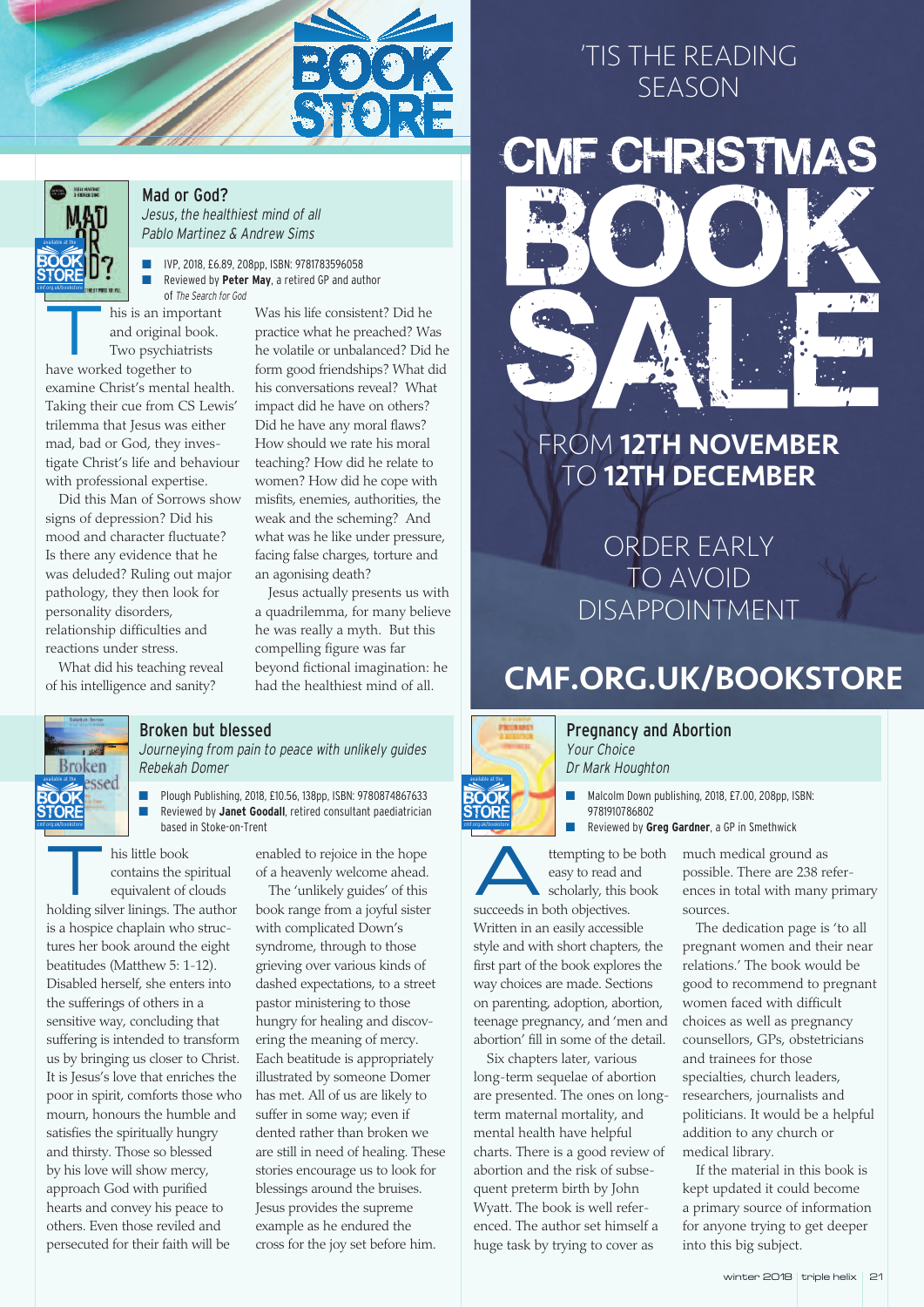# BOOK STORE

## Mad or God?

*Jesus, the healthiest mind of all*
*Pablo Martinez & Andrew Sims*

- IVP, 2018, £6.89, 208pp, ISBN: 9781783596058
- Reviewed by **Peter May**, a retired GP and author of *The Search for God*

This is an important and original book. Two psychiatrists have worked together to examine Christ's mental health. Taking their cue from CS Lewis' trilemma that Jesus was either mad, bad or God, they investigate Christ's life and behaviour with professional expertise.

Did this Man of Sorrows show signs of depression? Did his mood and character fluctuate? Is there any evidence that he was deluded? Ruling out major pathology, they then look for personality disorders, relationship difficulties and reactions under stress.

What did his teaching reveal of his intelligence and sanity? Was his life consistent? Did he practice what he preached? Was he volatile or unbalanced? Did he form good friendships? What did his conversations reveal? What impact did he have on others? Did he have any moral flaws? How should we rate his moral teaching? How did he relate to women? How did he cope with misfits, enemies, authorities, the weak and the scheming? And what was he like under pressure, facing false charges, torture and an agonising death?

Jesus actually presents us with a quadrilemma, for many believe he was really a myth. But this compelling figure was far beyond fictional imagination: he had the healthiest mind of all.

'TIS THE READING SEASON

# CMF CHRISTMAS BOOK SALE

FROM **12TH NOVEMBER** TO **12TH DECEMBER**

ORDER EARLY TO AVOID DISAPPOINTMENT

**CMF.ORG.UK/BOOKSTORE**

## Broken but blessed

*Journeying from pain to peace with unlikely guides*
*Rebekah Domer*

- Plough Publishing, 2018, £10.56, 138pp, ISBN: 9780874867633
- Reviewed by **Janet Goodall**, retired consultant paediatrician based in Stoke-on-Trent

This little book contains the spiritual equivalent of clouds holding silver linings. The author is a hospice chaplain who structures her book around the eight beatitudes (Matthew 5: 1-12). Disabled herself, she enters into the sufferings of others in a sensitive way, concluding that suffering is intended to transform us by bringing us closer to Christ. It is Jesus's love that enriches the poor in spirit, comforts those who mourn, honours the humble and satisfies the spiritually hungry and thirsty. Those so blessed by his love will show mercy, approach God with purified hearts and convey his peace to others. Even those reviled and persecuted for their faith will be enabled to rejoice in the hope of a heavenly welcome ahead.

The 'unlikely guides' of this book range from a joyful sister with complicated Down's syndrome, through to those grieving over various kinds of dashed expectations, to a street pastor ministering to those hungry for healing and discovering the meaning of mercy. Each beatitude is appropriately illustrated by someone Domer has met. All of us are likely to suffer in some way; even if dented rather than broken we are still in need of healing. These stories encourage us to look for blessings around the bruises. Jesus provides the supreme example as he endured the cross for the joy set before him.

## Pregnancy and Abortion

*Your Choice*
*Dr Mark Houghton*

- Malcolm Down publishing, 2018, £7.00, 208pp, ISBN: 9781910786802
- Reviewed by **Greg Gardner**, a GP in Smethwick

Attempting to be both easy to read and scholarly, this book succeeds in both objectives. Written in an easily accessible style and with short chapters, the first part of the book explores the way choices are made. Sections on parenting, adoption, abortion, teenage pregnancy, and 'men and abortion' fill in some of the detail.

Six chapters later, various long-term sequelae of abortion are presented. The ones on long-term maternal mortality, and mental health have helpful charts. There is a good review of abortion and the risk of subsequent preterm birth by John Wyatt. The book is well referenced. The author set himself a huge task by trying to cover as much medical ground as possible. There are 238 references in total with many primary sources.

The dedication page is 'to all pregnant women and their near relations.' The book would be good to recommend to pregnant women faced with difficult choices as well as pregnancy counsellors, GPs, obstetricians and trainees for those specialties, church leaders, researchers, journalists and politicians. It would be a helpful addition to any church or medical library.

If the material in this book is kept updated it could become a primary source of information for anyone trying to get deeper into this big subject.